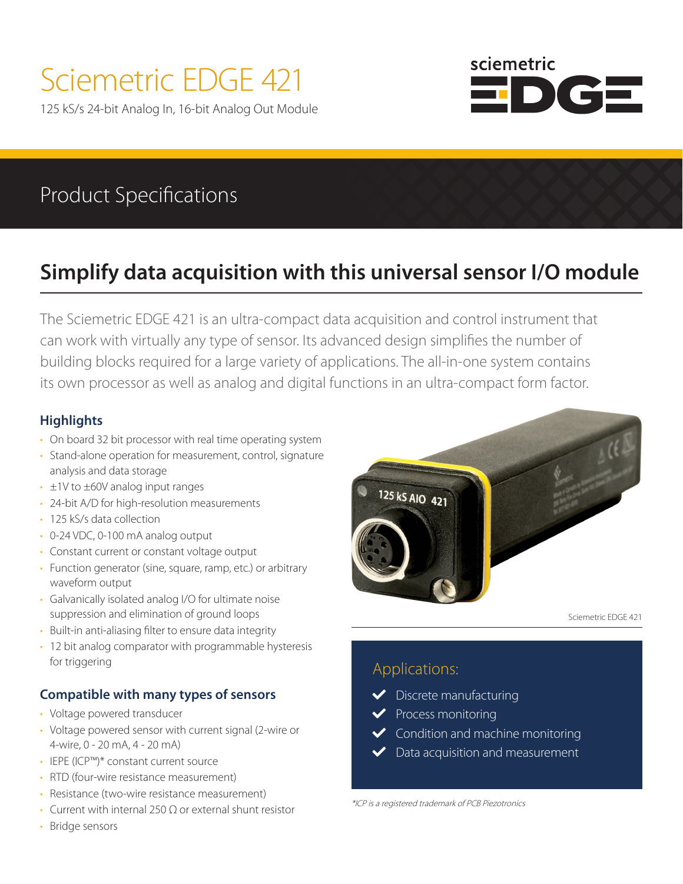# Sciemetric EDGE 421

125 kS/s 24-bit Analog In, 16-bit Analog Out Module

sciemetric EDGE

## Product Specifications

## Simplify data acquisition with this universal sensor I/O module

The Sciemetric EDGE 421 is an ultra-compact data acquisition and control instrument that can work with virtually any type of sensor. Its advanced design simplifies the number of building blocks required for a large variety of applications. The all-in-one system contains its own processor as well as analog and digital functions in an ultra-compact form factor.

### Highlights

- On board 32 bit processor with real time operating system
- Stand-alone operation for measurement, control, signature analysis and data storage
- ±1V to ±60V analog input ranges
- 24-bit A/D for high-resolution measurements
- 125 kS/s data collection
- 0-24 VDC, 0-100 mA analog output
- Constant current or constant voltage output
- Function generator (sine, square, ramp, etc.) or arbitrary waveform output
- Galvanically isolated analog I/O for ultimate noise suppression and elimination of ground loops
- Built-in anti-aliasing filter to ensure data integrity
- 12 bit analog comparator with programmable hysteresis for triggering

### Compatible with many types of sensors

- Voltage powered transducer
- Voltage powered sensor with current signal (2-wire or 4-wire, 0 - 20 mA, 4 - 20 mA)
- IEPE (ICP™)* constant current source
- RTD (four-wire resistance measurement)
- Resistance (two-wire resistance measurement)
- Current with internal 250 Ω or external shunt resistor
- Bridge sensors

Sciemetric EDGE 421

### Applications:

- Discrete manufacturing
- Process monitoring
- Condition and machine monitoring
- Data acquisition and measurement

*\*ICP is a registered trademark of PCB Piezotronics*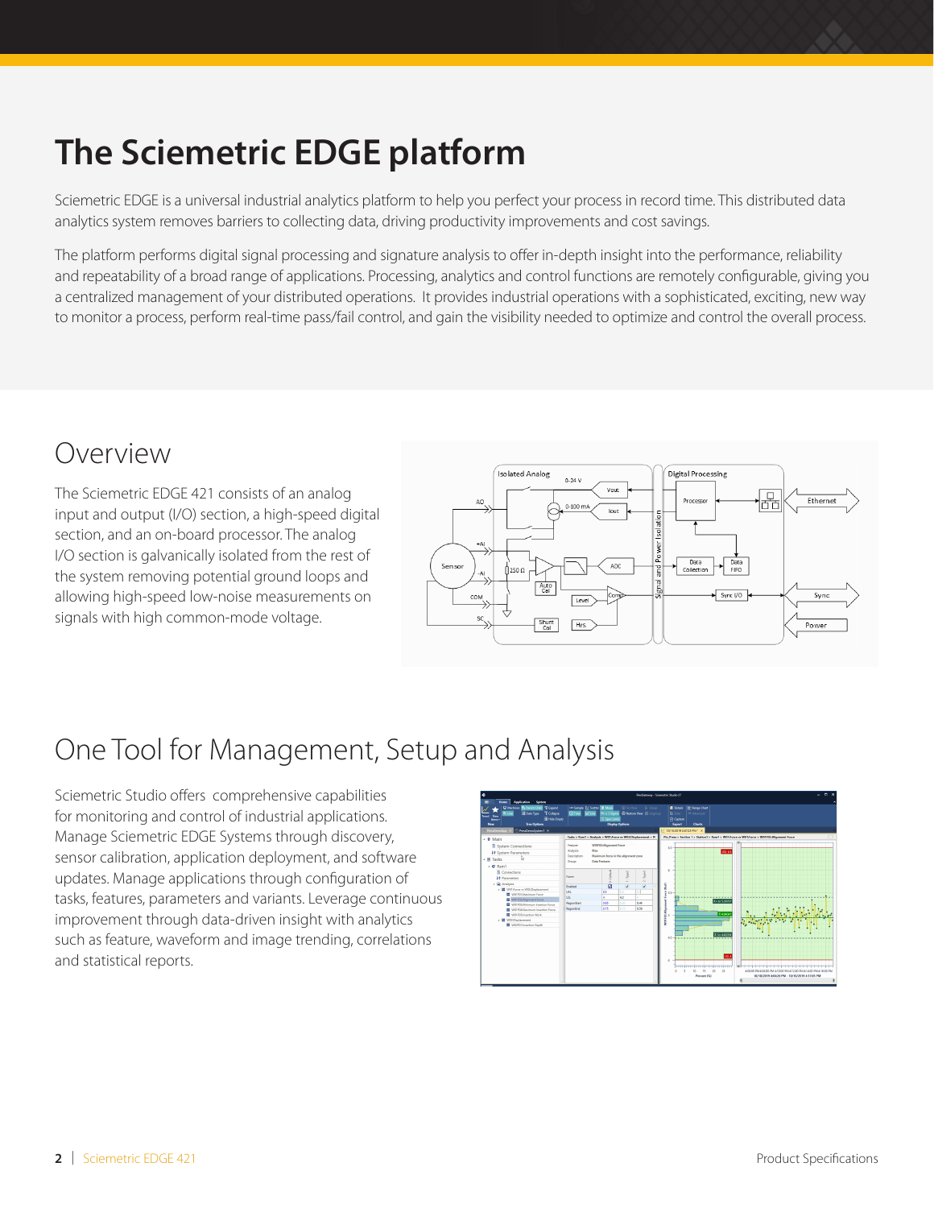# The Sciemetric EDGE platform

Sciemetric EDGE is a universal industrial analytics platform to help you perfect your process in record time. This distributed data analytics system removes barriers to collecting data, driving productivity improvements and cost savings.

The platform performs digital signal processing and signature analysis to offer in-depth insight into the performance, reliability and repeatability of a broad range of applications. Processing, analytics and control functions are remotely configurable, giving you a centralized management of your distributed operations. It provides industrial operations with a sophisticated, exciting, new way to monitor a process, perform real-time pass/fail control, and gain the visibility needed to optimize and control the overall process.

## Overview

The Sciemetric EDGE 421 consists of an analog input and output (I/O) section, a high-speed digital section, and an on-board processor. The analog I/O section is galvanically isolated from the rest of the system removing potential ground loops and allowing high-speed low-noise measurements on signals with high common-mode voltage.

## One Tool for Management, Setup and Analysis

Sciemetric Studio offers comprehensive capabilities for monitoring and control of industrial applications. Manage Sciemetric EDGE Systems through discovery, sensor calibration, application deployment, and software updates. Manage applications through configuration of tasks, features, parameters and variants. Leverage continuous improvement through data-driven insight with analytics such as feature, waveform and image trending, correlations and statistical reports.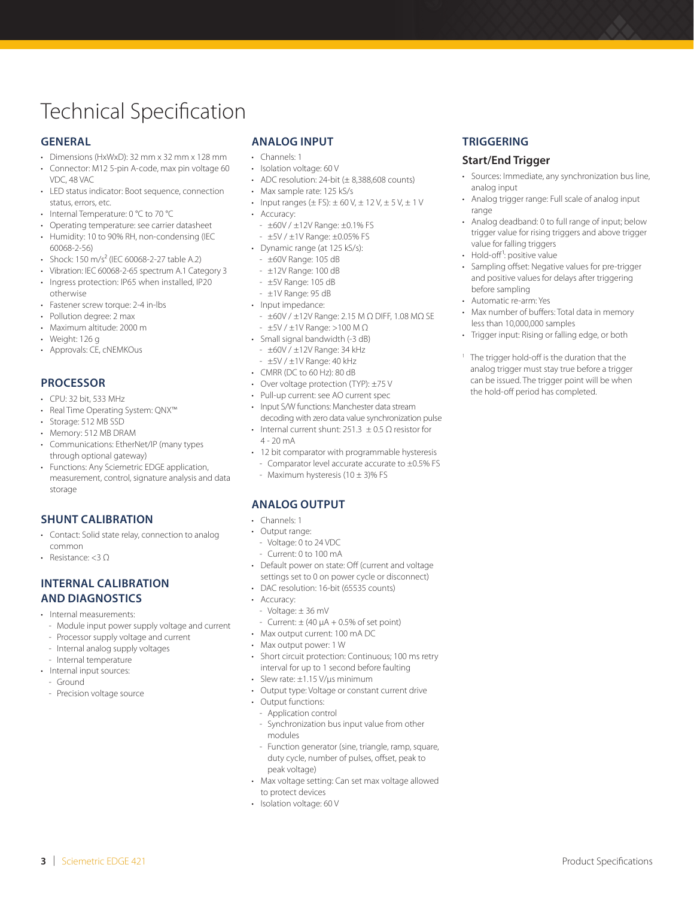# Technical Specification

## GENERAL

- Dimensions (HxWxD): 32 mm x 32 mm x 128 mm
- Connector: M12 5-pin A-code, max pin voltage 60 VDC, 48 VAC
- LED status indicator: Boot sequence, connection status, errors, etc.
- Internal Temperature: 0 °C to 70 °C
- Operating temperature: see carrier datasheet
- Humidity: 10 to 90% RH, non-condensing (IEC 60068-2-56)
- Shock: 150 m/s$^2$ (IEC 60068-2-27 table A.2)
- Vibration: IEC 60068-2-65 spectrum A.1 Category 3
- Ingress protection: IP65 when installed, IP20 otherwise
- Fastener screw torque: 2-4 in-lbs
- Pollution degree: 2 max
- Maximum altitude: 2000 m
- Weight: 126 g
- Approvals: CE, cNEMKOus

## PROCESSOR

- CPU: 32 bit, 533 MHz
- Real Time Operating System: QNX™
- Storage: 512 MB SSD
- Memory: 512 MB DRAM
- Communications: EtherNet/IP (many types through optional gateway)
- Functions: Any Sciemetric EDGE application, measurement, control, signature analysis and data storage

## SHUNT CALIBRATION

- Contact: Solid state relay, connection to analog common
- Resistance: <3 Ω

## INTERNAL CALIBRATION AND DIAGNOSTICS

- Internal measurements:
  - Module input power supply voltage and current
  - Processor supply voltage and current
  - Internal analog supply voltages
  - Internal temperature
- Internal input sources:
  - Ground
  - Precision voltage source

## ANALOG INPUT

- Channels: 1
- Isolation voltage: 60 V
- ADC resolution: 24-bit (± 8,388,608 counts)
- Max sample rate: 125 kS/s
- Input ranges (± FS): ± 60 V, ± 12 V, ± 5 V, ± 1 V
- Accuracy:
  - ±60V / ±12V Range: ±0.1% FS
  - ±5V / ±1V Range: ±0.05% FS
- Dynamic range (at 125 kS/s):
  - ±60V Range: 105 dB
  - ±12V Range: 100 dB
  - ±5V Range: 105 dB
  - ±1V Range: 95 dB
- Input impedance:
  - ±60V / ±12V Range: 2.15 M Ω DIFF, 1.08 MΩ SE
  - ±5V / ±1V Range: >100 M Ω
- Small signal bandwidth (-3 dB)
  - ±60V / ±12V Range: 34 kHz
  - ±5V / ±1V Range: 40 kHz
- CMRR (DC to 60 Hz): 80 dB
- Over voltage protection (TYP): ±75 V
- Pull-up current: see AO current spec
- Input S/W functions: Manchester data stream decoding with zero data value synchronization pulse
- Internal current shunt: 251.3 ± 0.5 Ω resistor for 4 - 20 mA
- 12 bit comparator with programmable hysteresis
  - Comparator level accurate accurate to ±0.5% FS
  - Maximum hysteresis (10 ± 3)% FS

## ANALOG OUTPUT

- Channels: 1
- Output range:
  - Voltage: 0 to 24 VDC
  - Current: 0 to 100 mA
- Default power on state: Off (current and voltage settings set to 0 on power cycle or disconnect)
- DAC resolution: 16-bit (65535 counts)
- Accuracy:
  - Voltage: ± 36 mV
  - Current: ± (40 µA + 0.5% of set point)
- Max output current: 100 mA DC
- Max output power: 1 W
- Short circuit protection: Continuous; 100 ms retry interval for up to 1 second before faulting
- Slew rate: ±1.15 V/µs minimum
- Output type: Voltage or constant current drive
- Output functions:
  - Application control
  - Synchronization bus input value from other modules
  - Function generator (sine, triangle, ramp, square, duty cycle, number of pulses, offset, peak to peak voltage)
- Max voltage setting: Can set max voltage allowed to protect devices
- Isolation voltage: 60 V

## TRIGGERING

### Start/End Trigger

- Sources: Immediate, any synchronization bus line, analog input
- Analog trigger range: Full scale of analog input range
- Analog deadband: 0 to full range of input; below trigger value for rising triggers and above trigger value for falling triggers
- Hold-off[1]: positive value
- Sampling offset: Negative values for pre-trigger and positive values for delays after triggering before sampling
- Automatic re-arm: Yes
- Max number of buffers: Total data in memory less than 10,000,000 samples
- Trigger input: Rising or falling edge, or both

[1] The trigger hold-off is the duration that the analog trigger must stay true before a trigger can be issued. The trigger point will be when the hold-off period has completed.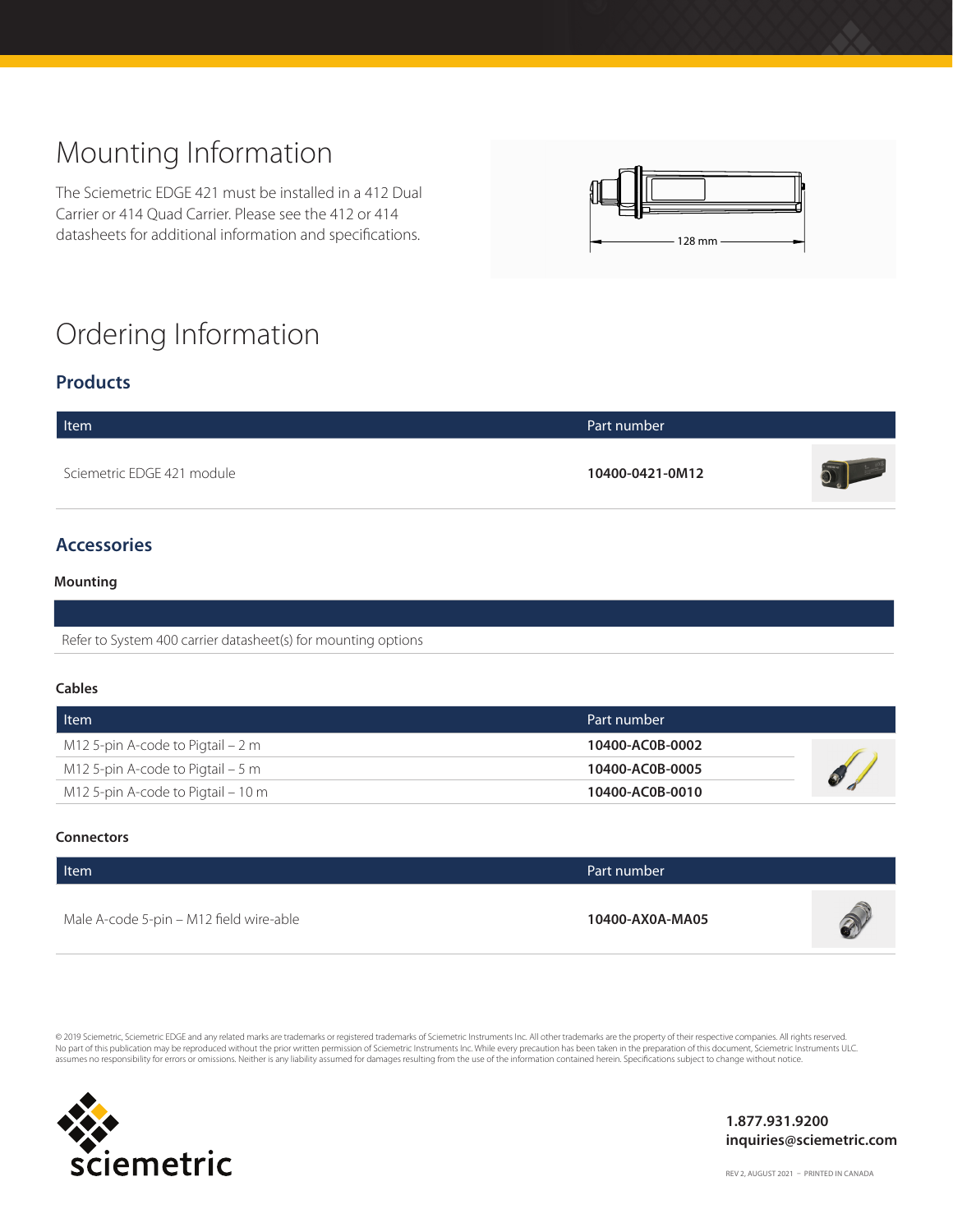# Mounting Information

The Sciemetric EDGE 421 must be installed in a 412 Dual Carrier or 414 Quad Carrier. Please see the 412 or 414 datasheets for additional information and specifications.

128 mm

# Ordering Information

## Products

| Item | Part number |
|---|---|
| Sciemetric EDGE 421 module | **10400-0421-0M12** |

## Accessories

#### Mounting

| |
|---|
| Refer to System 400 carrier datasheet(s) for mounting options |

#### Cables

| Item | Part number |
|---|---|
| M12 5-pin A-code to Pigtail – 2 m | **10400-AC0B-0002** |
| M12 5-pin A-code to Pigtail – 5 m | **10400-AC0B-0005** |
| M12 5-pin A-code to Pigtail – 10 m | **10400-AC0B-0010** |

#### Connectors

| Item | Part number |
|---|---|
| Male A-code 5-pin – M12 field wire-able | **10400-AX0A-MA05** |

© 2019 Sciemetric, Sciemetric EDGE and any related marks are trademarks or registered trademarks of Sciemetric Instruments Inc. All other trademarks are the property of their respective companies. All rights reserved. No part of this publication may be reproduced without the prior written permission of Sciemetric Instruments Inc. While every precaution has been taken in the preparation of this document, Sciemetric Instruments ULC. assumes no responsibility for errors or omissions. Neither is any liability assumed for damages resulting from the use of the information contained herein. Specifications subject to change without notice.

sciemetric

**1.877.931.9200**
**inquiries@sciemetric.com**

REV 2, AUGUST 2021 – PRINTED IN CANADA